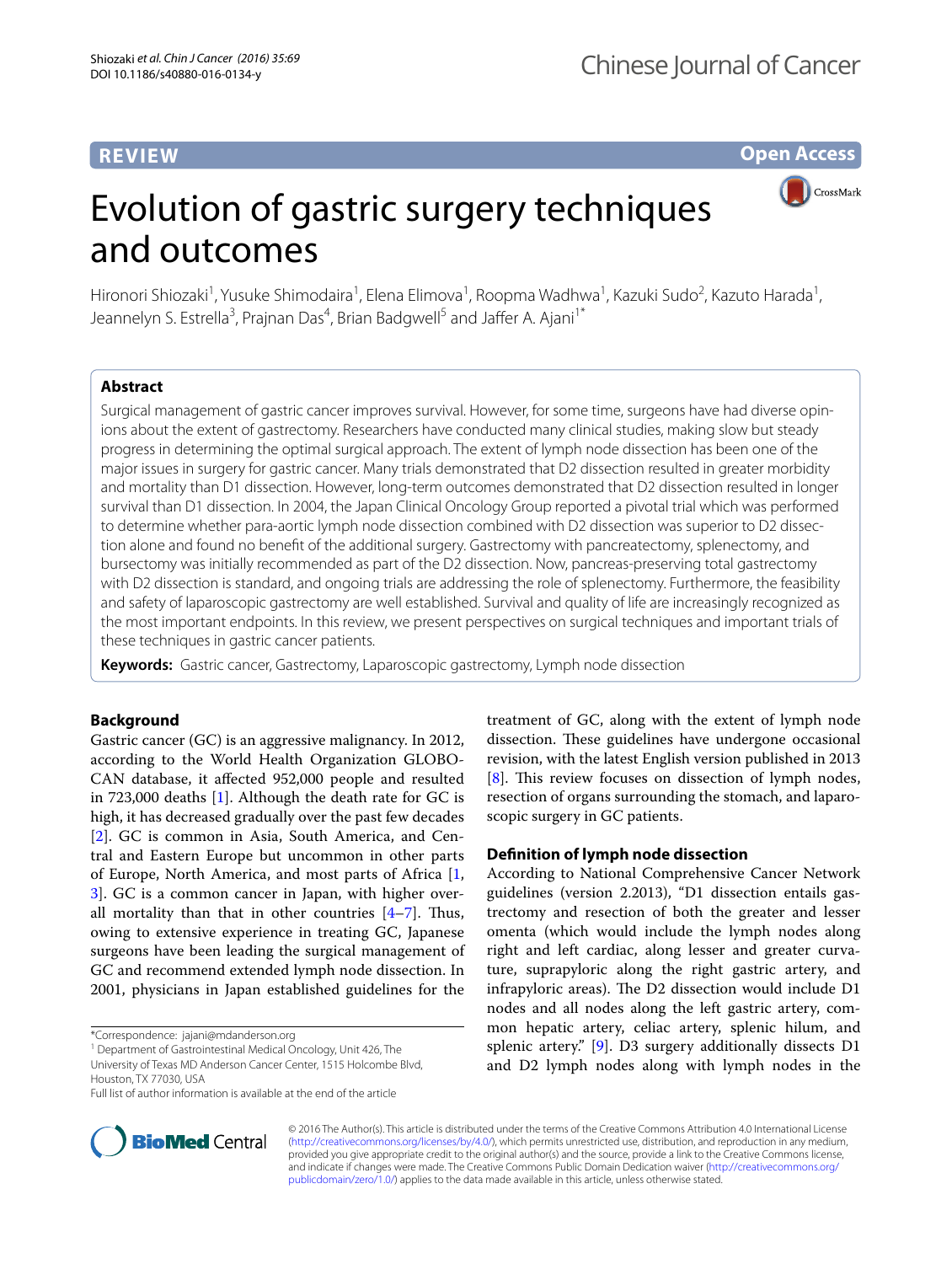REVIEW

Open Access

# Evolution of gastric surgery techniques and outcomes

Hironori Shiozaki[1], Yusuke Shimodaira[1], Elena Elimova[1], Roopma Wadhwa[1], Kazuki Sudo[2], Kazuto Harada[1], Jeannelyn S. Estrella[3], Prajnan Das[4], Brian Badgwell[5] and Jaffer A. Ajani[1*]

## Abstract

Surgical management of gastric cancer improves survival. However, for some time, surgeons have had diverse opinions about the extent of gastrectomy. Researchers have conducted many clinical studies, making slow but steady progress in determining the optimal surgical approach. The extent of lymph node dissection has been one of the major issues in surgery for gastric cancer. Many trials demonstrated that D2 dissection resulted in greater morbidity and mortality than D1 dissection. However, long-term outcomes demonstrated that D2 dissection resulted in longer survival than D1 dissection. In 2004, the Japan Clinical Oncology Group reported a pivotal trial which was performed to determine whether para-aortic lymph node dissection combined with D2 dissection was superior to D2 dissection alone and found no benefit of the additional surgery. Gastrectomy with pancreatectomy, splenectomy, and bursectomy was initially recommended as part of the D2 dissection. Now, pancreas-preserving total gastrectomy with D2 dissection is standard, and ongoing trials are addressing the role of splenectomy. Furthermore, the feasibility and safety of laparoscopic gastrectomy are well established. Survival and quality of life are increasingly recognized as the most important endpoints. In this review, we present perspectives on surgical techniques and important trials of these techniques in gastric cancer patients.

**Keywords:** Gastric cancer, Gastrectomy, Laparoscopic gastrectomy, Lymph node dissection

## Background

Gastric cancer (GC) is an aggressive malignancy. In 2012, according to the World Health Organization GLOBOCAN database, it affected 952,000 people and resulted in 723,000 deaths [1]. Although the death rate for GC is high, it has decreased gradually over the past few decades [2]. GC is common in Asia, South America, and Central and Eastern Europe but uncommon in other parts of Europe, North America, and most parts of Africa [1, 3]. GC is a common cancer in Japan, with higher overall mortality than that in other countries [4–7]. Thus, owing to extensive experience in treating GC, Japanese surgeons have been leading the surgical management of GC and recommend extended lymph node dissection. In 2001, physicians in Japan established guidelines for the treatment of GC, along with the extent of lymph node dissection. These guidelines have undergone occasional revision, with the latest English version published in 2013 [8]. This review focuses on dissection of lymph nodes, resection of organs surrounding the stomach, and laparoscopic surgery in GC patients.

## Definition of lymph node dissection

According to National Comprehensive Cancer Network guidelines (version 2.2013), "D1 dissection entails gastrectomy and resection of both the greater and lesser omenta (which would include the lymph nodes along right and left cardiac, along lesser and greater curvature, suprapyloric along the right gastric artery, and infrapyloric areas). The D2 dissection would include D1 nodes and all nodes along the left gastric artery, common hepatic artery, celiac artery, splenic hilum, and splenic artery." [9]. D3 surgery additionally dissects D1 and D2 lymph nodes along with lymph nodes in the

*Correspondence: jajani@mdanderson.org
[1] Department of Gastrointestinal Medical Oncology, Unit 426, The University of Texas MD Anderson Cancer Center, 1515 Holcombe Blvd, Houston, TX 77030, USA
Full list of author information is available at the end of the article

© 2016 The Author(s). This article is distributed under the terms of the Creative Commons Attribution 4.0 International License (http://creativecommons.org/licenses/by/4.0/), which permits unrestricted use, distribution, and reproduction in any medium, provided you give appropriate credit to the original author(s) and the source, provide a link to the Creative Commons license, and indicate if changes were made. The Creative Commons Public Domain Dedication waiver (http://creativecommons.org/publicdomain/zero/1.0/) applies to the data made available in this article, unless otherwise stated.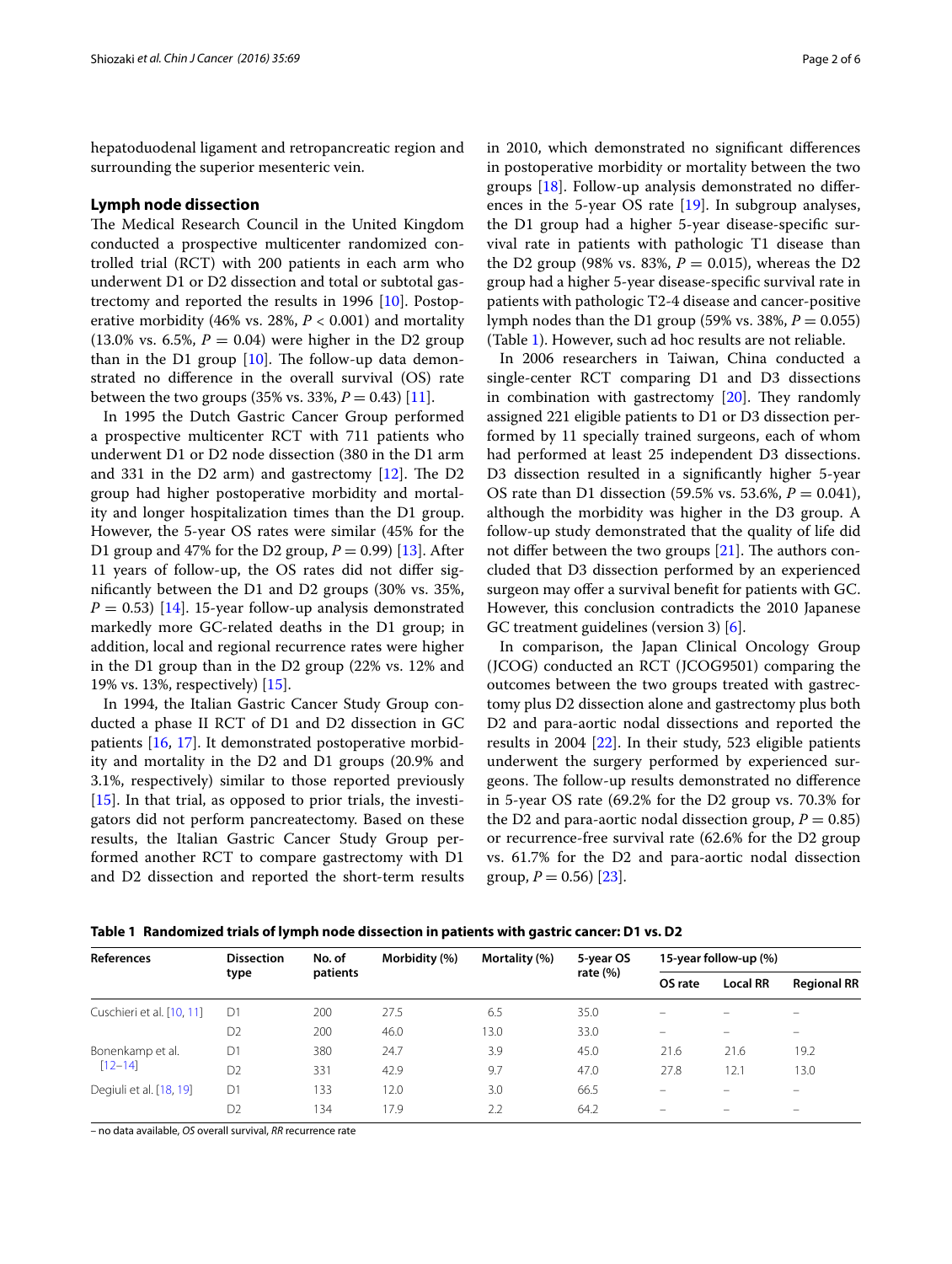hepatoduodenal ligament and retropancreatic region and surrounding the superior mesenteric vein.

### Lymph node dissection

The Medical Research Council in the United Kingdom conducted a prospective multicenter randomized controlled trial (RCT) with 200 patients in each arm who underwent D1 or D2 dissection and total or subtotal gastrectomy and reported the results in 1996 [10]. Postoperative morbidity (46% vs. 28%, $P < 0.001$) and mortality (13.0% vs. 6.5%, $P = 0.04$) were higher in the D2 group than in the D1 group [10]. The follow-up data demonstrated no difference in the overall survival (OS) rate between the two groups (35% vs. 33%, $P = 0.43$) [11].

In 1995 the Dutch Gastric Cancer Group performed a prospective multicenter RCT with 711 patients who underwent D1 or D2 node dissection (380 in the D1 arm and 331 in the D2 arm) and gastrectomy [12]. The D2 group had higher postoperative morbidity and mortality and longer hospitalization times than the D1 group. However, the 5-year OS rates were similar (45% for the D1 group and 47% for the D2 group, $P = 0.99$) [13]. After 11 years of follow-up, the OS rates did not differ significantly between the D1 and D2 groups (30% vs. 35%, $P = 0.53$) [14]. 15-year follow-up analysis demonstrated markedly more GC-related deaths in the D1 group; in addition, local and regional recurrence rates were higher in the D1 group than in the D2 group (22% vs. 12% and 19% vs. 13%, respectively) [15].

In 1994, the Italian Gastric Cancer Study Group conducted a phase II RCT of D1 and D2 dissection in GC patients [16, 17]. It demonstrated postoperative morbidity and mortality in the D2 and D1 groups (20.9% and 3.1%, respectively) similar to those reported previously [15]. In that trial, as opposed to prior trials, the investigators did not perform pancreatectomy. Based on these results, the Italian Gastric Cancer Study Group performed another RCT to compare gastrectomy with D1 and D2 dissection and reported the short-term results in 2010, which demonstrated no significant differences in postoperative morbidity or mortality between the two groups [18]. Follow-up analysis demonstrated no differences in the 5-year OS rate [19]. In subgroup analyses, the D1 group had a higher 5-year disease-specific survival rate in patients with pathologic T1 disease than the D2 group (98% vs. 83%, $P = 0.015$), whereas the D2 group had a higher 5-year disease-specific survival rate in patients with pathologic T2-4 disease and cancer-positive lymph nodes than the D1 group (59% vs. 38%, $P = 0.055$) (Table 1). However, such ad hoc results are not reliable.

In 2006 researchers in Taiwan, China conducted a single-center RCT comparing D1 and D3 dissections in combination with gastrectomy [20]. They randomly assigned 221 eligible patients to D1 or D3 dissection performed by 11 specially trained surgeons, each of whom had performed at least 25 independent D3 dissections. D3 dissection resulted in a significantly higher 5-year OS rate than D1 dissection (59.5% vs. 53.6%, $P = 0.041$), although the morbidity was higher in the D3 group. A follow-up study demonstrated that the quality of life did not differ between the two groups [21]. The authors concluded that D3 dissection performed by an experienced surgeon may offer a survival benefit for patients with GC. However, this conclusion contradicts the 2010 Japanese GC treatment guidelines (version 3) [6].

In comparison, the Japan Clinical Oncology Group (JCOG) conducted an RCT (JCOG9501) comparing the outcomes between the two groups treated with gastrectomy plus D2 dissection alone and gastrectomy plus both D2 and para-aortic nodal dissections and reported the results in 2004 [22]. In their study, 523 eligible patients underwent the surgery performed by experienced surgeons. The follow-up results demonstrated no difference in 5-year OS rate (69.2% for the D2 group vs. 70.3% for the D2 and para-aortic nodal dissection group, $P = 0.85$) or recurrence-free survival rate (62.6% for the D2 group vs. 61.7% for the D2 and para-aortic nodal dissection group, $P = 0.56$) [23].

**Table 1 Randomized trials of lymph node dissection in patients with gastric cancer: D1 vs. D2**

| References | Dissection type | No. of patients | Morbidity (%) | Mortality (%) | 5-year OS rate (%) | 15-year follow-up (%) | | |
|---|---|---|---|---|---|---|---|---|
| | | | | | | OS rate | Local RR | Regional RR |
| Cuschieri et al. [10, 11] | D1 | 200 | 27.5 | 6.5 | 35.0 | – | – | – |
| | D2 | 200 | 46.0 | 13.0 | 33.0 | – | – | – |
| Bonenkamp et al. [12–14] | D1 | 380 | 24.7 | 3.9 | 45.0 | 21.6 | 21.6 | 19.2 |
| | D2 | 331 | 42.9 | 9.7 | 47.0 | 27.8 | 12.1 | 13.0 |
| Degiuli et al. [18, 19] | D1 | 133 | 12.0 | 3.0 | 66.5 | – | – | – |
| | D2 | 134 | 17.9 | 2.2 | 64.2 | – | – | – |

– no data available, *OS* overall survival, *RR* recurrence rate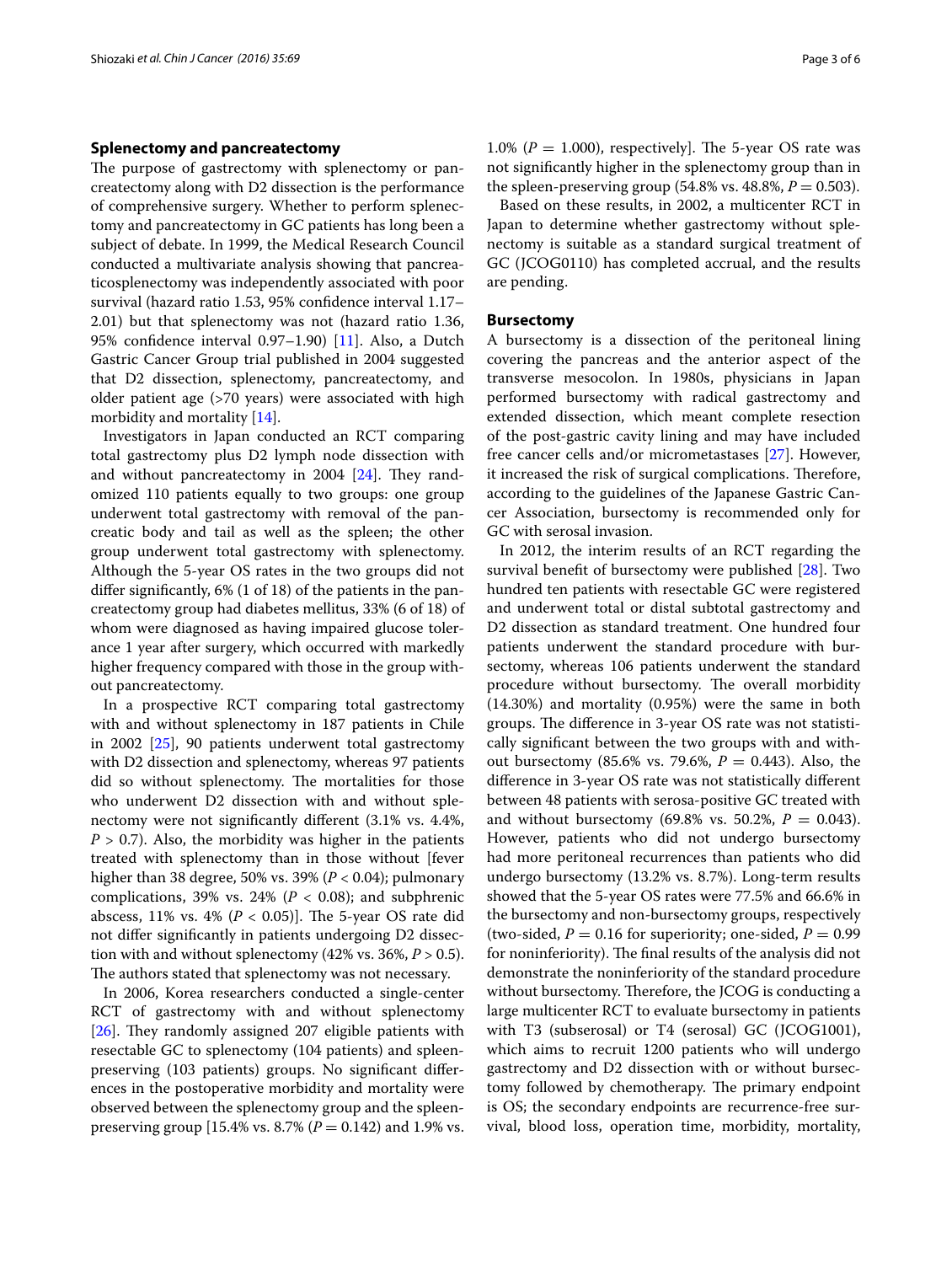### Splenectomy and pancreatectomy

The purpose of gastrectomy with splenectomy or pancreatectomy along with D2 dissection is the performance of comprehensive surgery. Whether to perform splenectomy and pancreatectomy in GC patients has long been a subject of debate. In 1999, the Medical Research Council conducted a multivariate analysis showing that pancreaticosplenectomy was independently associated with poor survival (hazard ratio 1.53, 95% confidence interval 1.17–2.01) but that splenectomy was not (hazard ratio 1.36, 95% confidence interval 0.97–1.90) [11]. Also, a Dutch Gastric Cancer Group trial published in 2004 suggested that D2 dissection, splenectomy, pancreatectomy, and older patient age (>70 years) were associated with high morbidity and mortality [14].

Investigators in Japan conducted an RCT comparing total gastrectomy plus D2 lymph node dissection with and without pancreatectomy in 2004 [24]. They randomized 110 patients equally to two groups: one group underwent total gastrectomy with removal of the pancreatic body and tail as well as the spleen; the other group underwent total gastrectomy with splenectomy. Although the 5-year OS rates in the two groups did not differ significantly, 6% (1 of 18) of the patients in the pancreatectomy group had diabetes mellitus, 33% (6 of 18) of whom were diagnosed as having impaired glucose tolerance 1 year after surgery, which occurred with markedly higher frequency compared with those in the group without pancreatectomy.

In a prospective RCT comparing total gastrectomy with and without splenectomy in 187 patients in Chile in 2002 [25], 90 patients underwent total gastrectomy with D2 dissection and splenectomy, whereas 97 patients did so without splenectomy. The mortalities for those who underwent D2 dissection with and without splenectomy were not significantly different (3.1% vs. 4.4%, $P > 0.7$). Also, the morbidity was higher in the patients treated with splenectomy than in those without [fever higher than 38 degree, 50% vs. 39% ($P < 0.04$); pulmonary complications, 39% vs. 24% ($P < 0.08$); and subphrenic abscess, 11% vs. 4% ($P < 0.05$)]. The 5-year OS rate did not differ significantly in patients undergoing D2 dissection with and without splenectomy (42% vs. 36%, $P > 0.5$). The authors stated that splenectomy was not necessary.

In 2006, Korea researchers conducted a single-center RCT of gastrectomy with and without splenectomy [26]. They randomly assigned 207 eligible patients with resectable GC to splenectomy (104 patients) and spleen-preserving (103 patients) groups. No significant differences in the postoperative morbidity and mortality were observed between the splenectomy group and the spleen-preserving group [15.4% vs. 8.7% ($P = 0.142$) and 1.9% vs. 1.0% ($P = 1.000$), respectively]. The 5-year OS rate was not significantly higher in the splenectomy group than in the spleen-preserving group (54.8% vs. 48.8%, $P = 0.503$).

Based on these results, in 2002, a multicenter RCT in Japan to determine whether gastrectomy without splenectomy is suitable as a standard surgical treatment of GC (JCOG0110) has completed accrual, and the results are pending.

### Bursectomy

A bursectomy is a dissection of the peritoneal lining covering the pancreas and the anterior aspect of the transverse mesocolon. In 1980s, physicians in Japan performed bursectomy with radical gastrectomy and extended dissection, which meant complete resection of the post-gastric cavity lining and may have included free cancer cells and/or micrometastases [27]. However, it increased the risk of surgical complications. Therefore, according to the guidelines of the Japanese Gastric Cancer Association, bursectomy is recommended only for GC with serosal invasion.

In 2012, the interim results of an RCT regarding the survival benefit of bursectomy were published [28]. Two hundred ten patients with resectable GC were registered and underwent total or distal subtotal gastrectomy and D2 dissection as standard treatment. One hundred four patients underwent the standard procedure with bursectomy, whereas 106 patients underwent the standard procedure without bursectomy. The overall morbidity (14.30%) and mortality (0.95%) were the same in both groups. The difference in 3-year OS rate was not statistically significant between the two groups with and without bursectomy (85.6% vs. 79.6%, $P = 0.443$). Also, the difference in 3-year OS rate was not statistically different between 48 patients with serosa-positive GC treated with and without bursectomy (69.8% vs. 50.2%, $P = 0.043$). However, patients who did not undergo bursectomy had more peritoneal recurrences than patients who did undergo bursectomy (13.2% vs. 8.7%). Long-term results showed that the 5-year OS rates were 77.5% and 66.6% in the bursectomy and non-bursectomy groups, respectively (two-sided, $P = 0.16$ for superiority; one-sided, $P = 0.99$ for noninferiority). The final results of the analysis did not demonstrate the noninferiority of the standard procedure without bursectomy. Therefore, the JCOG is conducting a large multicenter RCT to evaluate bursectomy in patients with T3 (subserosal) or T4 (serosal) GC (JCOG1001), which aims to recruit 1200 patients who will undergo gastrectomy and D2 dissection with or without bursectomy followed by chemotherapy. The primary endpoint is OS; the secondary endpoints are recurrence-free survival, blood loss, operation time, morbidity, mortality,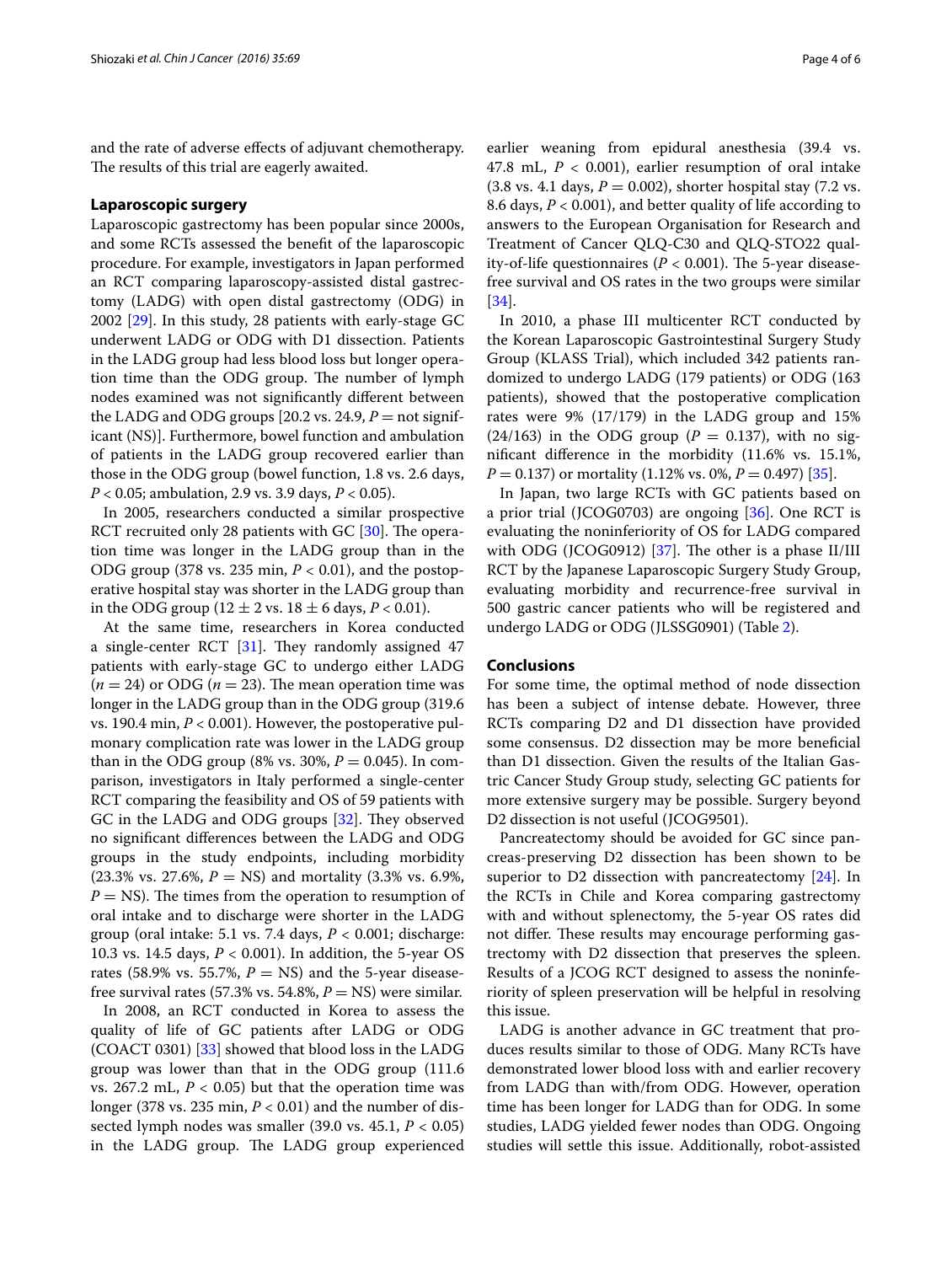and the rate of adverse effects of adjuvant chemotherapy. The results of this trial are eagerly awaited.

### Laparoscopic surgery

Laparoscopic gastrectomy has been popular since 2000s, and some RCTs assessed the benefit of the laparoscopic procedure. For example, investigators in Japan performed an RCT comparing laparoscopy-assisted distal gastrectomy (LADG) with open distal gastrectomy (ODG) in 2002 [29]. In this study, 28 patients with early-stage GC underwent LADG or ODG with D1 dissection. Patients in the LADG group had less blood loss but longer operation time than the ODG group. The number of lymph nodes examined was not significantly different between the LADG and ODG groups [20.2 vs. 24.9, $P =$ not significant (NS)]. Furthermore, bowel function and ambulation of patients in the LADG group recovered earlier than those in the ODG group (bowel function, 1.8 vs. 2.6 days, $P < 0.05$; ambulation, 2.9 vs. 3.9 days, $P < 0.05$).

In 2005, researchers conducted a similar prospective RCT recruited only 28 patients with GC [30]. The operation time was longer in the LADG group than in the ODG group (378 vs. 235 min, $P < 0.01$), and the postoperative hospital stay was shorter in the LADG group than in the ODG group ($12 \pm 2$ vs. $18 \pm 6$ days, $P < 0.01$).

At the same time, researchers in Korea conducted a single-center RCT [31]. They randomly assigned 47 patients with early-stage GC to undergo either LADG ($n = 24$) or ODG ($n = 23$). The mean operation time was longer in the LADG group than in the ODG group (319.6 vs. 190.4 min, $P < 0.001$). However, the postoperative pulmonary complication rate was lower in the LADG group than in the ODG group (8% vs. 30%, $P = 0.045$). In comparison, investigators in Italy performed a single-center RCT comparing the feasibility and OS of 59 patients with GC in the LADG and ODG groups [32]. They observed no significant differences between the LADG and ODG groups in the study endpoints, including morbidity (23.3% vs. 27.6%, $P =$ NS) and mortality (3.3% vs. 6.9%, $P =$ NS). The times from the operation to resumption of oral intake and to discharge were shorter in the LADG group (oral intake: 5.1 vs. 7.4 days, $P < 0.001$; discharge: 10.3 vs. 14.5 days, $P < 0.001$). In addition, the 5-year OS rates (58.9% vs. 55.7%, $P =$ NS) and the 5-year disease-free survival rates (57.3% vs. 54.8%, $P =$ NS) were similar.

In 2008, an RCT conducted in Korea to assess the quality of life of GC patients after LADG or ODG (COACT 0301) [33] showed that blood loss in the LADG group was lower than that in the ODG group (111.6 vs. 267.2 mL, $P < 0.05$) but that the operation time was longer (378 vs. 235 min, $P < 0.01$) and the number of dissected lymph nodes was smaller (39.0 vs. 45.1, $P < 0.05$) in the LADG group. The LADG group experienced earlier weaning from epidural anesthesia (39.4 vs. 47.8 mL, $P < 0.001$), earlier resumption of oral intake (3.8 vs. 4.1 days, $P = 0.002$), shorter hospital stay (7.2 vs. 8.6 days, $P < 0.001$), and better quality of life according to answers to the European Organisation for Research and Treatment of Cancer QLQ-C30 and QLQ-STO22 quality-of-life questionnaires ($P < 0.001$). The 5-year disease-free survival and OS rates in the two groups were similar [34].

In 2010, a phase III multicenter RCT conducted by the Korean Laparoscopic Gastrointestinal Surgery Study Group (KLASS Trial), which included 342 patients randomized to undergo LADG (179 patients) or ODG (163 patients), showed that the postoperative complication rates were 9% (17/179) in the LADG group and 15% (24/163) in the ODG group ($P = 0.137$), with no significant difference in the morbidity (11.6% vs. 15.1%, $P = 0.137$) or mortality (1.12% vs. 0%, $P = 0.497$) [35].

In Japan, two large RCTs with GC patients based on a prior trial (JCOG0703) are ongoing [36]. One RCT is evaluating the noninferiority of OS for LADG compared with ODG (JCOG0912) [37]. The other is a phase II/III RCT by the Japanese Laparoscopic Surgery Study Group, evaluating morbidity and recurrence-free survival in 500 gastric cancer patients who will be registered and undergo LADG or ODG (JLSSG0901) (Table 2).

### Conclusions

For some time, the optimal method of node dissection has been a subject of intense debate. However, three RCTs comparing D2 and D1 dissection have provided some consensus. D2 dissection may be more beneficial than D1 dissection. Given the results of the Italian Gastric Cancer Study Group study, selecting GC patients for more extensive surgery may be possible. Surgery beyond D2 dissection is not useful (JCOG9501).

Pancreatectomy should be avoided for GC since pancreas-preserving D2 dissection has been shown to be superior to D2 dissection with pancreatectomy [24]. In the RCTs in Chile and Korea comparing gastrectomy with and without splenectomy, the 5-year OS rates did not differ. These results may encourage performing gastrectomy with D2 dissection that preserves the spleen. Results of a JCOG RCT designed to assess the noninferiority of spleen preservation will be helpful in resolving this issue.

LADG is another advance in GC treatment that produces results similar to those of ODG. Many RCTs have demonstrated lower blood loss with and earlier recovery from LADG than with/from ODG. However, operation time has been longer for LADG than for ODG. In some studies, LADG yielded fewer nodes than ODG. Ongoing studies will settle this issue. Additionally, robot-assisted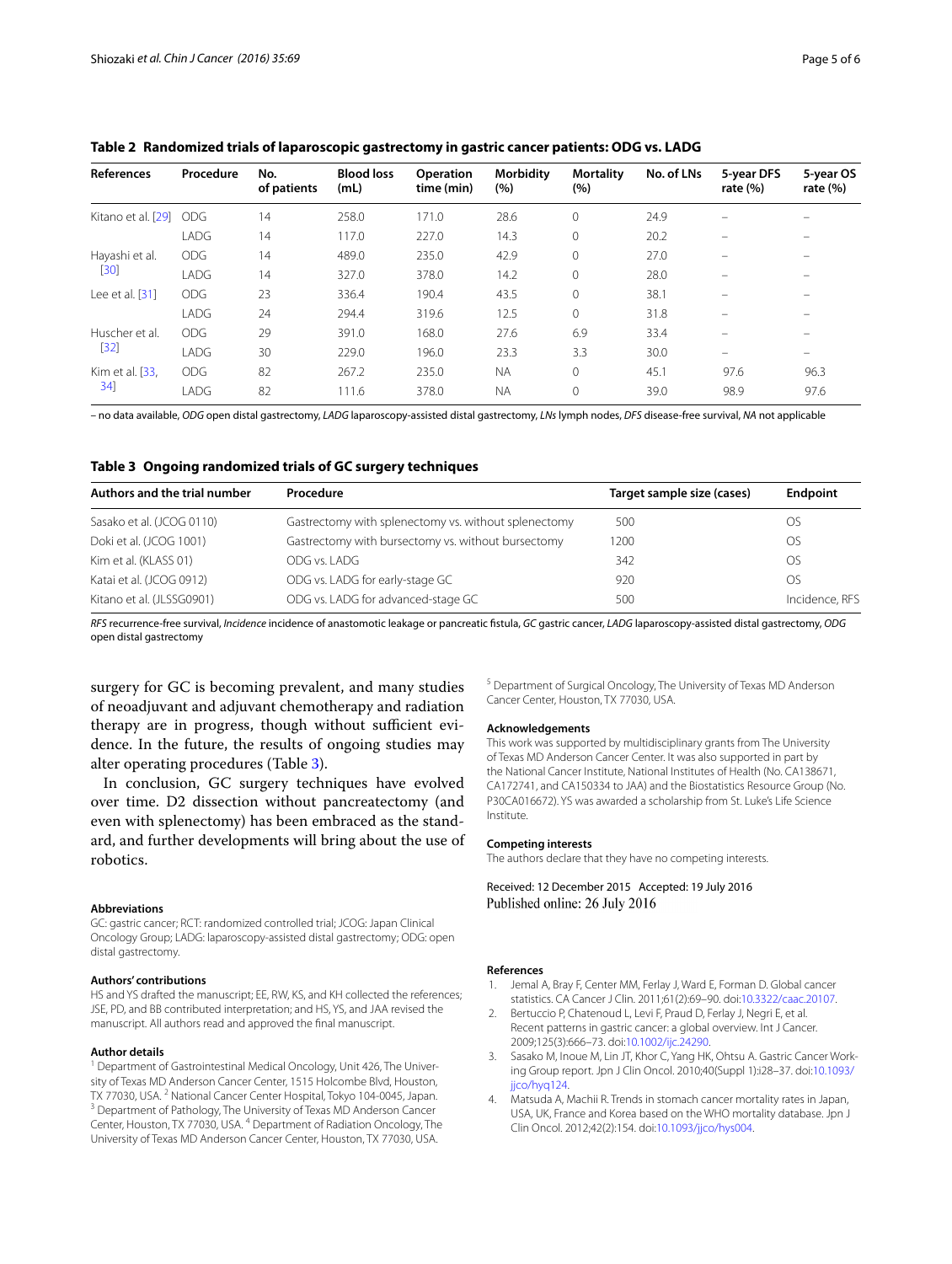**Table 2 Randomized trials of laparoscopic gastrectomy in gastric cancer patients: ODG vs. LADG**

| References | Procedure | No. of patients | Blood loss (mL) | Operation time (min) | Morbidity (%) | Mortality (%) | No. of LNs | 5-year DFS rate (%) | 5-year OS rate (%) |
|---|---|---|---|---|---|---|---|---|---|
| Kitano et al. [29] | ODG | 14 | 258.0 | 171.0 | 28.6 | 0 | 24.9 | – | – |
| | LADG | 14 | 117.0 | 227.0 | 14.3 | 0 | 20.2 | – | – |
| Hayashi et al. [30] | ODG | 14 | 489.0 | 235.0 | 42.9 | 0 | 27.0 | – | – |
| | LADG | 14 | 327.0 | 378.0 | 14.2 | 0 | 28.0 | – | – |
| Lee et al. [31] | ODG | 23 | 336.4 | 190.4 | 43.5 | 0 | 38.1 | – | – |
| | LADG | 24 | 294.4 | 319.6 | 12.5 | 0 | 31.8 | – | – |
| Huscher et al. [32] | ODG | 29 | 391.0 | 168.0 | 27.6 | 6.9 | 33.4 | – | – |
| | LADG | 30 | 229.0 | 196.0 | 23.3 | 3.3 | 30.0 | – | – |
| Kim et al. [33, 34] | ODG | 82 | 267.2 | 235.0 | NA | 0 | 45.1 | 97.6 | 96.3 |
| | LADG | 82 | 111.6 | 378.0 | NA | 0 | 39.0 | 98.9 | 97.6 |

– no data available, *ODG* open distal gastrectomy, *LADG* laparoscopy-assisted distal gastrectomy, *LNs* lymph nodes, *DFS* disease-free survival, *NA* not applicable

**Table 3 Ongoing randomized trials of GC surgery techniques**

| Authors and the trial number | Procedure | Target sample size (cases) | Endpoint |
|---|---|---|---|
| Sasako et al. (JCOG 0110) | Gastrectomy with splenectomy vs. without splenectomy | 500 | OS |
| Doki et al. (JCOG 1001) | Gastrectomy with bursectomy vs. without bursectomy | 1200 | OS |
| Kim et al. (KLASS 01) | ODG vs. LADG | 342 | OS |
| Katai et al. (JCOG 0912) | ODG vs. LADG for early-stage GC | 920 | OS |
| Kitano et al. (JLSSG0901) | ODG vs. LADG for advanced-stage GC | 500 | Incidence, RFS |

*RFS* recurrence-free survival, *Incidence* incidence of anastomotic leakage or pancreatic fistula, *GC* gastric cancer, *LADG* laparoscopy-assisted distal gastrectomy, *ODG* open distal gastrectomy

surgery for GC is becoming prevalent, and many studies of neoadjuvant and adjuvant chemotherapy and radiation therapy are in progress, though without sufficient evidence. In the future, the results of ongoing studies may alter operating procedures (Table 3).

In conclusion, GC surgery techniques have evolved over time. D2 dissection without pancreatectomy (and even with splenectomy) has been embraced as the standard, and further developments will bring about the use of robotics.

#### Abbreviations

GC: gastric cancer; RCT: randomized controlled trial; JCOG: Japan Clinical Oncology Group; LADG: laparoscopy-assisted distal gastrectomy; ODG: open distal gastrectomy.

#### Authors' contributions

HS and YS drafted the manuscript; EE, RW, KS, and KH collected the references; JSE, PD, and BB contributed interpretation; and HS, YS, and JAA revised the manuscript. All authors read and approved the final manuscript.

#### Author details

[1] Department of Gastrointestinal Medical Oncology, Unit 426, The University of Texas MD Anderson Cancer Center, 1515 Holcombe Blvd, Houston, TX 77030, USA. [2] National Cancer Center Hospital, Tokyo 104-0045, Japan. [3] Department of Pathology, The University of Texas MD Anderson Cancer Center, Houston, TX 77030, USA. [4] Department of Radiation Oncology, The University of Texas MD Anderson Cancer Center, Houston, TX 77030, USA. [5] Department of Surgical Oncology, The University of Texas MD Anderson Cancer Center, Houston, TX 77030, USA.

#### Acknowledgements

This work was supported by multidisciplinary grants from The University of Texas MD Anderson Cancer Center. It was also supported in part by the National Cancer Institute, National Institutes of Health (No. CA138671, CA172741, and CA150334 to JAA) and the Biostatistics Resource Group (No. P30CA016672). YS was awarded a scholarship from St. Luke's Life Science Institute.

#### Competing interests

The authors declare that they have no competing interests.

Received: 12 December 2015 Accepted: 19 July 2016
Published online: 26 July 2016

#### References

1. Jemal A, Bray F, Center MM, Ferlay J, Ward E, Forman D. Global cancer statistics. CA Cancer J Clin. 2011;61(2):69–90. doi:10.3322/caac.20107.
2. Bertuccio P, Chatenoud L, Levi F, Praud D, Ferlay J, Negri E, et al. Recent patterns in gastric cancer: a global overview. Int J Cancer. 2009;125(3):666–73. doi:10.1002/ijc.24290.
3. Sasako M, Inoue M, Lin JT, Khor C, Yang HK, Ohtsu A. Gastric Cancer Working Group report. Jpn J Clin Oncol. 2010;40(Suppl 1):i28–37. doi:10.1093/jjco/hyq124.
4. Matsuda A, Machii R. Trends in stomach cancer mortality rates in Japan, USA, UK, France and Korea based on the WHO mortality database. Jpn J Clin Oncol. 2012;42(2):154. doi:10.1093/jjco/hys004.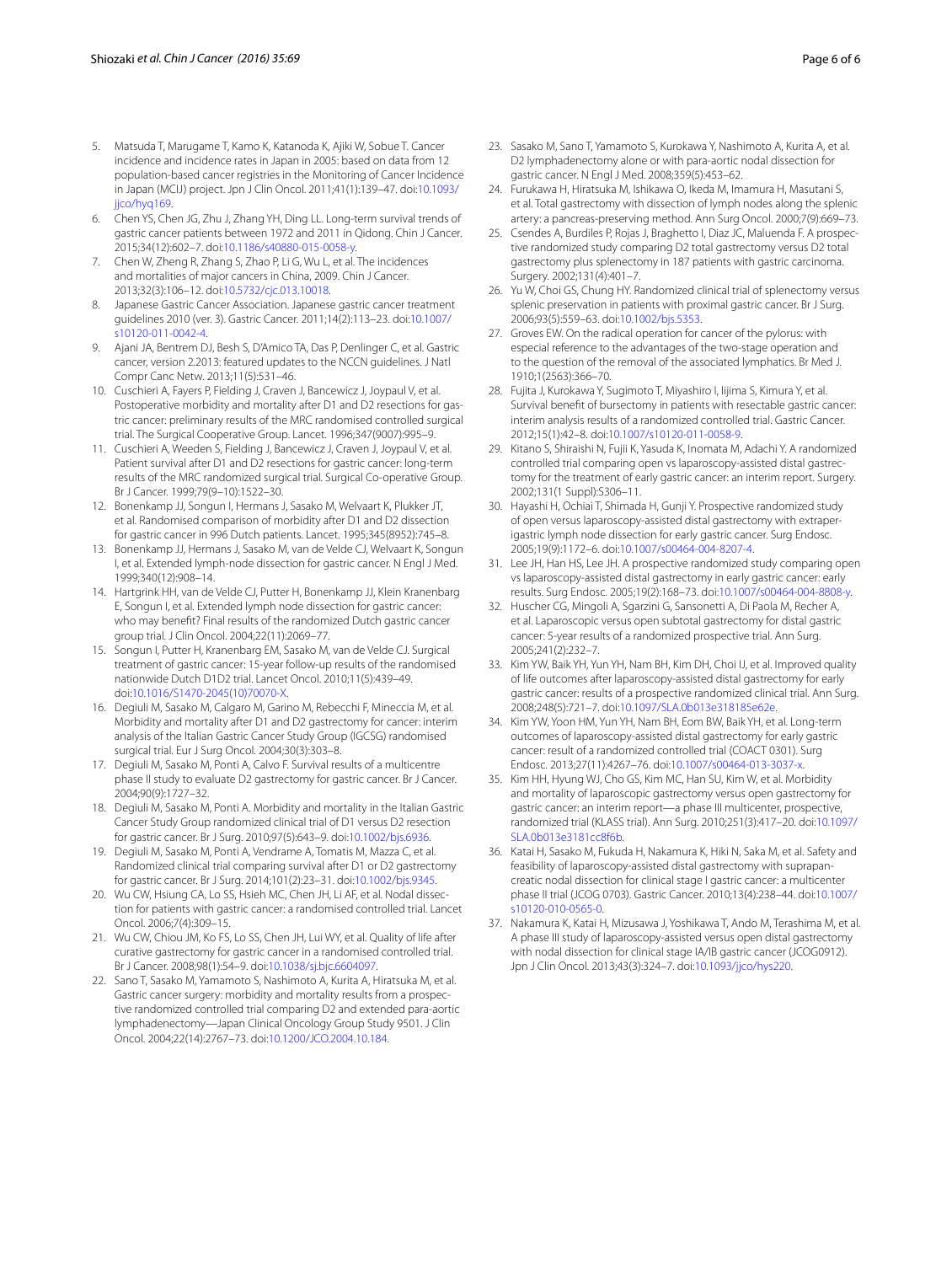5. Matsuda T, Marugame T, Kamo K, Katanoda K, Ajiki W, Sobue T. Cancer incidence and incidence rates in Japan in 2005: based on data from 12 population-based cancer registries in the Monitoring of Cancer Incidence in Japan (MCIJ) project. Jpn J Clin Oncol. 2011;41(1):139–47. doi:10.1093/jjco/hyq169.
6. Chen YS, Chen JG, Zhu J, Zhang YH, Ding LL. Long-term survival trends of gastric cancer patients between 1972 and 2011 in Qidong. Chin J Cancer. 2015;34(12):602–7. doi:10.1186/s40880-015-0058-y.
7. Chen W, Zheng R, Zhang S, Zhao P, Li G, Wu L, et al. The incidences and mortalities of major cancers in China, 2009. Chin J Cancer. 2013;32(3):106–12. doi:10.5732/cjc.013.10018.
8. Japanese Gastric Cancer Association. Japanese gastric cancer treatment guidelines 2010 (ver. 3). Gastric Cancer. 2011;14(2):113–23. doi:10.1007/s10120-011-0042-4.
9. Ajani JA, Bentrem DJ, Besh S, D'Amico TA, Das P, Denlinger C, et al. Gastric cancer, version 2.2013: featured updates to the NCCN guidelines. J Natl Compr Canc Netw. 2013;11(5):531–46.
10. Cuschieri A, Fayers P, Fielding J, Craven J, Bancewicz J, Joypaul V, et al. Postoperative morbidity and mortality after D1 and D2 resections for gastric cancer: preliminary results of the MRC randomised controlled surgical trial. The Surgical Cooperative Group. Lancet. 1996;347(9007):995–9.
11. Cuschieri A, Weeden S, Fielding J, Bancewicz J, Craven J, Joypaul V, et al. Patient survival after D1 and D2 resections for gastric cancer: long-term results of the MRC randomized surgical trial. Surgical Co-operative Group. Br J Cancer. 1999;79(9–10):1522–30.
12. Bonenkamp JJ, Songun I, Hermans J, Sasako M, Welvaart K, Plukker JT, et al. Randomised comparison of morbidity after D1 and D2 dissection for gastric cancer in 996 Dutch patients. Lancet. 1995;345(8952):745–8.
13. Bonenkamp JJ, Hermans J, Sasako M, van de Velde CJ, Welvaart K, Songun I, et al. Extended lymph-node dissection for gastric cancer. N Engl J Med. 1999;340(12):908–14.
14. Hartgrink HH, van de Velde CJ, Putter H, Bonenkamp JJ, Klein Kranenbarg E, Songun I, et al. Extended lymph node dissection for gastric cancer: who may benefit? Final results of the randomized Dutch gastric cancer group trial. J Clin Oncol. 2004;22(11):2069–77.
15. Songun I, Putter H, Kranenbarg EM, Sasako M, van de Velde CJ. Surgical treatment of gastric cancer: 15-year follow-up results of the randomised nationwide Dutch D1D2 trial. Lancet Oncol. 2010;11(5):439–49. doi:10.1016/S1470-2045(10)70070-X.
16. Degiuli M, Sasako M, Calgaro M, Garino M, Rebecchi F, Mineccia M, et al. Morbidity and mortality after D1 and D2 gastrectomy for cancer: interim analysis of the Italian Gastric Cancer Study Group (IGCSG) randomised surgical trial. Eur J Surg Oncol. 2004;30(3):303–8.
17. Degiuli M, Sasako M, Ponti A, Calvo F. Survival results of a multicentre phase II study to evaluate D2 gastrectomy for gastric cancer. Br J Cancer. 2004;90(9):1727–32.
18. Degiuli M, Sasako M, Ponti A. Morbidity and mortality in the Italian Gastric Cancer Study Group randomized clinical trial of D1 versus D2 resection for gastric cancer. Br J Surg. 2010;97(5):643–9. doi:10.1002/bjs.6936.
19. Degiuli M, Sasako M, Ponti A, Vendrame A, Tomatis M, Mazza C, et al. Randomized clinical trial comparing survival after D1 or D2 gastrectomy for gastric cancer. Br J Surg. 2014;101(2):23–31. doi:10.1002/bjs.9345.
20. Wu CW, Hsiung CA, Lo SS, Hsieh MC, Chen JH, Li AF, et al. Nodal dissection for patients with gastric cancer: a randomised controlled trial. Lancet Oncol. 2006;7(4):309–15.
21. Wu CW, Chiou JM, Ko FS, Lo SS, Chen JH, Lui WY, et al. Quality of life after curative gastrectomy for gastric cancer in a randomised controlled trial. Br J Cancer. 2008;98(1):54–9. doi:10.1038/sj.bjc.6604097.
22. Sano T, Sasako M, Yamamoto S, Nashimoto A, Kurita A, Hiratsuka M, et al. Gastric cancer surgery: morbidity and mortality results from a prospective randomized controlled trial comparing D2 and extended para-aortic lymphadenectomy—Japan Clinical Oncology Group Study 9501. J Clin Oncol. 2004;22(14):2767–73. doi:10.1200/JCO.2004.10.184.
23. Sasako M, Sano T, Yamamoto S, Kurokawa Y, Nashimoto A, Kurita A, et al. D2 lymphadenectomy alone or with para-aortic nodal dissection for gastric cancer. N Engl J Med. 2008;359(5):453–62.
24. Furukawa H, Hiratsuka M, Ishikawa O, Ikeda M, Imamura H, Masutani S, et al. Total gastrectomy with dissection of lymph nodes along the splenic artery: a pancreas-preserving method. Ann Surg Oncol. 2000;7(9):669–73.
25. Csendes A, Burdiles P, Rojas J, Braghetto I, Diaz JC, Maluenda F. A prospective randomized study comparing D2 total gastrectomy versus D2 total gastrectomy plus splenectomy in 187 patients with gastric carcinoma. Surgery. 2002;131(4):401–7.
26. Yu W, Choi GS, Chung HY. Randomized clinical trial of splenectomy versus splenic preservation in patients with proximal gastric cancer. Br J Surg. 2006;93(5):559–63. doi:10.1002/bjs.5353.
27. Groves EW. On the radical operation for cancer of the pylorus: with especial reference to the advantages of the two-stage operation and to the question of the removal of the associated lymphatics. Br Med J. 1910;1(2563):366–70.
28. Fujita J, Kurokawa Y, Sugimoto T, Miyashiro I, Iijima S, Kimura Y, et al. Survival benefit of bursectomy in patients with resectable gastric cancer: interim analysis results of a randomized controlled trial. Gastric Cancer. 2012;15(1):42–8. doi:10.1007/s10120-011-0058-9.
29. Kitano S, Shiraishi N, Fujii K, Yasuda K, Inomata M, Adachi Y. A randomized controlled trial comparing open vs laparoscopy-assisted distal gastrectomy for the treatment of early gastric cancer: an interim report. Surgery. 2002;131(1 Suppl):S306–11.
30. Hayashi H, Ochiai T, Shimada H, Gunji Y. Prospective randomized study of open versus laparoscopy-assisted distal gastrectomy with extraperigastric lymph node dissection for early gastric cancer. Surg Endosc. 2005;19(9):1172–6. doi:10.1007/s00464-004-8207-4.
31. Lee JH, Han HS, Lee JH. A prospective randomized study comparing open vs laparoscopy-assisted distal gastrectomy in early gastric cancer: early results. Surg Endosc. 2005;19(2):168–73. doi:10.1007/s00464-004-8808-y.
32. Huscher CG, Mingoli A, Sgarzini G, Sansonetti A, Di Paola M, Recher A, et al. Laparoscopic versus open subtotal gastrectomy for distal gastric cancer: 5-year results of a randomized prospective trial. Ann Surg. 2005;241(2):232–7.
33. Kim YW, Baik YH, Yun YH, Nam BH, Kim DH, Choi IJ, et al. Improved quality of life outcomes after laparoscopy-assisted distal gastrectomy for early gastric cancer: results of a prospective randomized clinical trial. Ann Surg. 2008;248(5):721–7. doi:10.1097/SLA.0b013e318185e62e.
34. Kim YW, Yoon HM, Yun YH, Nam BH, Eom BW, Baik YH, et al. Long-term outcomes of laparoscopy-assisted distal gastrectomy for early gastric cancer: result of a randomized controlled trial (COACT 0301). Surg Endosc. 2013;27(11):4267–76. doi:10.1007/s00464-013-3037-x.
35. Kim HH, Hyung WJ, Cho GS, Kim MC, Han SU, Kim W, et al. Morbidity and mortality of laparoscopic gastrectomy versus open gastrectomy for gastric cancer: an interim report—a phase III multicenter, prospective, randomized trial (KLASS trial). Ann Surg. 2010;251(3):417–20. doi:10.1097/SLA.0b013e3181cc8f6b.
36. Katai H, Sasako M, Fukuda H, Nakamura K, Hiki N, Saka M, et al. Safety and feasibility of laparoscopy-assisted distal gastrectomy with suprapancreatic nodal dissection for clinical stage I gastric cancer: a multicenter phase II trial (JCOG 0703). Gastric Cancer. 2010;13(4):238–44. doi:10.1007/s10120-010-0565-0.
37. Nakamura K, Katai H, Mizusawa J, Yoshikawa T, Ando M, Terashima M, et al. A phase III study of laparoscopy-assisted versus open distal gastrectomy with nodal dissection for clinical stage IA/IB gastric cancer (JCOG0912). Jpn J Clin Oncol. 2013;43(3):324–7. doi:10.1093/jjco/hys220.